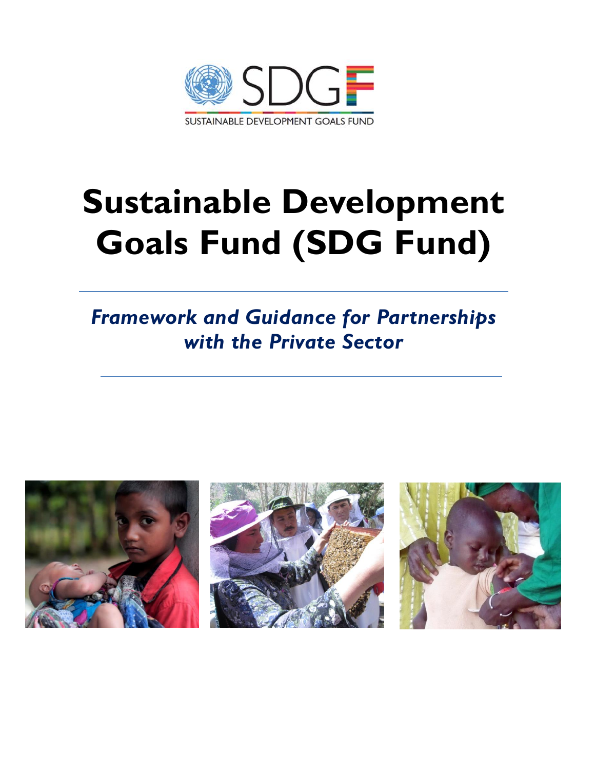SDGF

SUSTAINABLE DEVELOPMENT GOALS FUND

# Sustainable Development Goals Fund (SDG Fund)

***Framework and Guidance for Partnerships with the Private Sector***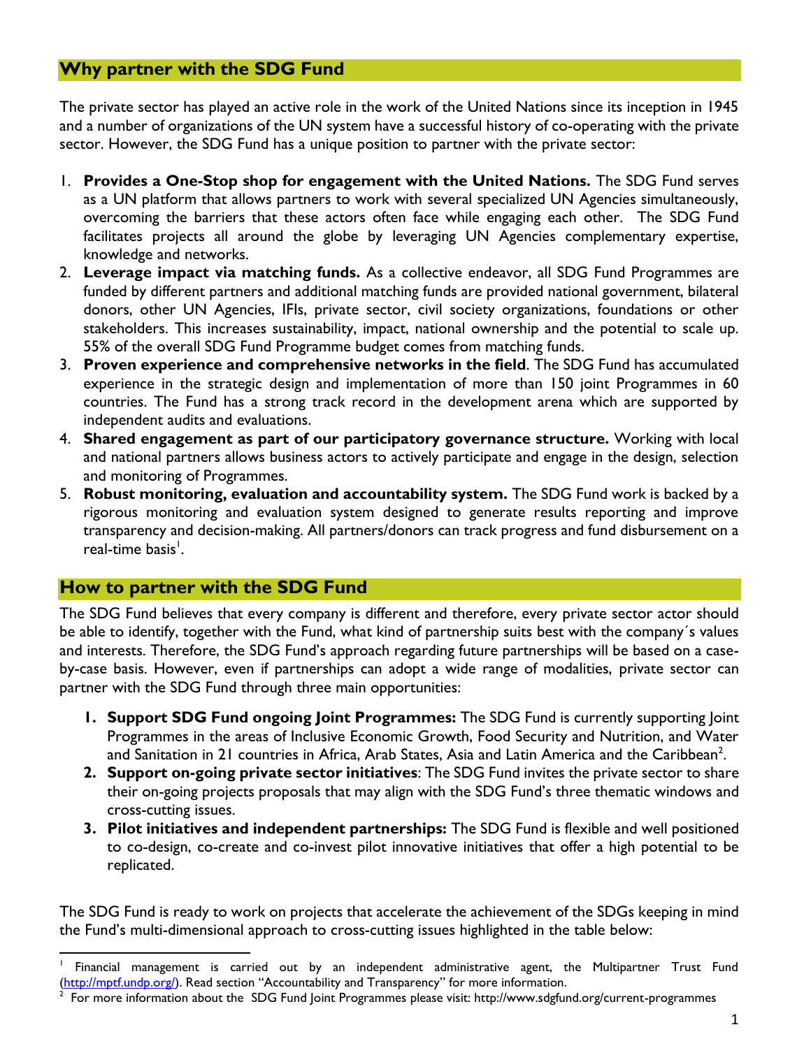## Why partner with the SDG Fund

The private sector has played an active role in the work of the United Nations since its inception in 1945 and a number of organizations of the UN system have a successful history of co-operating with the private sector. However, the SDG Fund has a unique position to partner with the private sector:

1. **Provides a One-Stop shop for engagement with the United Nations.** The SDG Fund serves as a UN platform that allows partners to work with several specialized UN Agencies simultaneously, overcoming the barriers that these actors often face while engaging each other. The SDG Fund facilitates projects all around the globe by leveraging UN Agencies complementary expertise, knowledge and networks.
2. **Leverage impact via matching funds.** As a collective endeavor, all SDG Fund Programmes are funded by different partners and additional matching funds are provided national government, bilateral donors, other UN Agencies, IFIs, private sector, civil society organizations, foundations or other stakeholders. This increases sustainability, impact, national ownership and the potential to scale up. 55% of the overall SDG Fund Programme budget comes from matching funds.
3. **Proven experience and comprehensive networks in the field**. The SDG Fund has accumulated experience in the strategic design and implementation of more than 150 joint Programmes in 60 countries. The Fund has a strong track record in the development arena which are supported by independent audits and evaluations.
4. **Shared engagement as part of our participatory governance structure.** Working with local and national partners allows business actors to actively participate and engage in the design, selection and monitoring of Programmes.
5. **Robust monitoring, evaluation and accountability system.** The SDG Fund work is backed by a rigorous monitoring and evaluation system designed to generate results reporting and improve transparency and decision-making. All partners/donors can track progress and fund disbursement on a real-time basis[1].

## How to partner with the SDG Fund

The SDG Fund believes that every company is different and therefore, every private sector actor should be able to identify, together with the Fund, what kind of partnership suits best with the company´s values and interests. Therefore, the SDG Fund's approach regarding future partnerships will be based on a case-by-case basis. However, even if partnerships can adopt a wide range of modalities, private sector can partner with the SDG Fund through three main opportunities:

1. **Support SDG Fund ongoing Joint Programmes:** The SDG Fund is currently supporting Joint Programmes in the areas of Inclusive Economic Growth, Food Security and Nutrition, and Water and Sanitation in 21 countries in Africa, Arab States, Asia and Latin America and the Caribbean[2].
2. **Support on-going private sector initiatives**: The SDG Fund invites the private sector to share their on-going projects proposals that may align with the SDG Fund's three thematic windows and cross-cutting issues.
3. **Pilot initiatives and independent partnerships:** The SDG Fund is flexible and well positioned to co-design, co-create and co-invest pilot innovative initiatives that offer a high potential to be replicated.

The SDG Fund is ready to work on projects that accelerate the achievement of the SDGs keeping in mind the Fund's multi-dimensional approach to cross-cutting issues highlighted in the table below:

---

[1] Financial management is carried out by an independent administrative agent, the Multipartner Trust Fund (http://mptf.undp.org/). Read section "Accountability and Transparency" for more information.

[2] For more information about the SDG Fund Joint Programmes please visit: http://www.sdgfund.org/current-programmes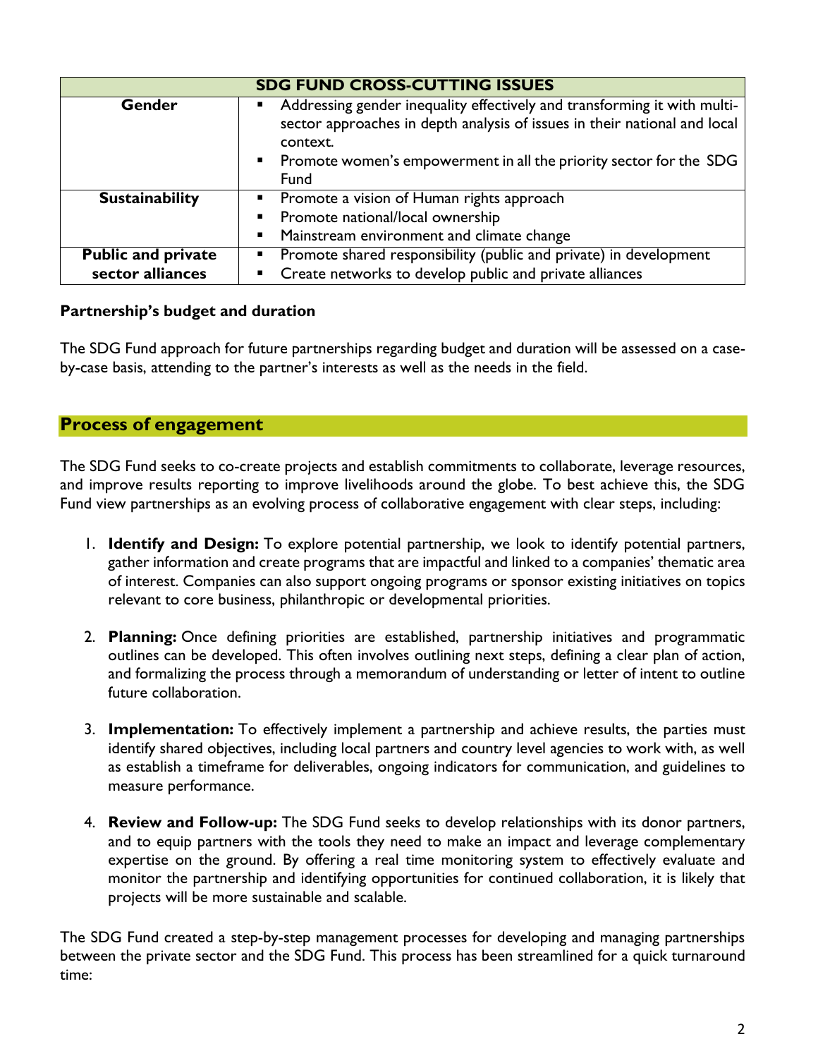| SDG FUND CROSS-CUTTING ISSUES | |
|---|---|
| **Gender** | ▪ Addressing gender inequality effectively and transforming it with multi-sector approaches in depth analysis of issues in their national and local context.<br>▪ Promote women's empowerment in all the priority sector for the SDG Fund |
| **Sustainability** | ▪ Promote a vision of Human rights approach<br>▪ Promote national/local ownership<br>▪ Mainstream environment and climate change |
| **Public and private sector alliances** | ▪ Promote shared responsibility (public and private) in development<br>▪ Create networks to develop public and private alliances |

**Partnership's budget and duration**

The SDG Fund approach for future partnerships regarding budget and duration will be assessed on a case-by-case basis, attending to the partner's interests as well as the needs in the field.

## Process of engagement

The SDG Fund seeks to co-create projects and establish commitments to collaborate, leverage resources, and improve results reporting to improve livelihoods around the globe. To best achieve this, the SDG Fund view partnerships as an evolving process of collaborative engagement with clear steps, including:

1. **Identify and Design:** To explore potential partnership, we look to identify potential partners, gather information and create programs that are impactful and linked to a companies' thematic area of interest. Companies can also support ongoing programs or sponsor existing initiatives on topics relevant to core business, philanthropic or developmental priorities.

2. **Planning:** Once defining priorities are established, partnership initiatives and programmatic outlines can be developed. This often involves outlining next steps, defining a clear plan of action, and formalizing the process through a memorandum of understanding or letter of intent to outline future collaboration.

3. **Implementation:** To effectively implement a partnership and achieve results, the parties must identify shared objectives, including local partners and country level agencies to work with, as well as establish a timeframe for deliverables, ongoing indicators for communication, and guidelines to measure performance.

4. **Review and Follow-up:** The SDG Fund seeks to develop relationships with its donor partners, and to equip partners with the tools they need to make an impact and leverage complementary expertise on the ground. By offering a real time monitoring system to effectively evaluate and monitor the partnership and identifying opportunities for continued collaboration, it is likely that projects will be more sustainable and scalable.

The SDG Fund created a step-by-step management processes for developing and managing partnerships between the private sector and the SDG Fund. This process has been streamlined for a quick turnaround time: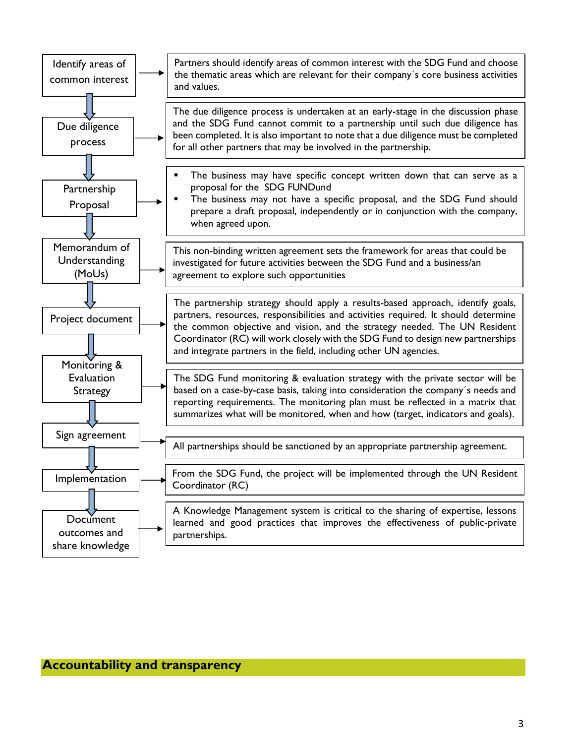| Step | Description |
|---|---|
| Identify areas of common interest | Partners should identify areas of common interest with the SDG Fund and choose the thematic areas which are relevant for their company´s core business activities and values. |
| Due diligence process | The due diligence process is undertaken at an early-stage in the discussion phase and the SDG Fund cannot commit to a partnership until such due diligence has been completed. It is also important to note that a due diligence must be completed for all other partners that may be involved in the partnership. |
| Partnership Proposal | ▪ The business may have specific concept written down that can serve as a proposal for the SDG FUNDund<br>▪ The business may not have a specific proposal, and the SDG Fund should prepare a draft proposal, independently or in conjunction with the company, when agreed upon. |
| Memorandum of Understanding (MoUs) | This non-binding written agreement sets the framework for areas that could be investigated for future activities between the SDG Fund and a business/an agreement to explore such opportunities |
| Project document | The partnership strategy should apply a results-based approach, identify goals, partners, resources, responsibilities and activities required. It should determine the common objective and vision, and the strategy needed. The UN Resident Coordinator (RC) will work closely with the SDG Fund to design new partnerships and integrate partners in the field, including other UN agencies. |
| Monitoring & Evaluation Strategy | The SDG Fund monitoring & evaluation strategy with the private sector will be based on a case-by-case basis, taking into consideration the company´s needs and reporting requirements. The monitoring plan must be reflected in a matrix that summarizes what will be monitored, when and how (target, indicators and goals). |
| Sign agreement | All partnerships should be sanctioned by an appropriate partnership agreement. |
| Implementation | From the SDG Fund, the project will be implemented through the UN Resident Coordinator (RC) |
| Document outcomes and share knowledge | A Knowledge Management system is critical to the sharing of expertise, lessons learned and good practices that improves the effectiveness of public-private partnerships. |

## Accountability and transparency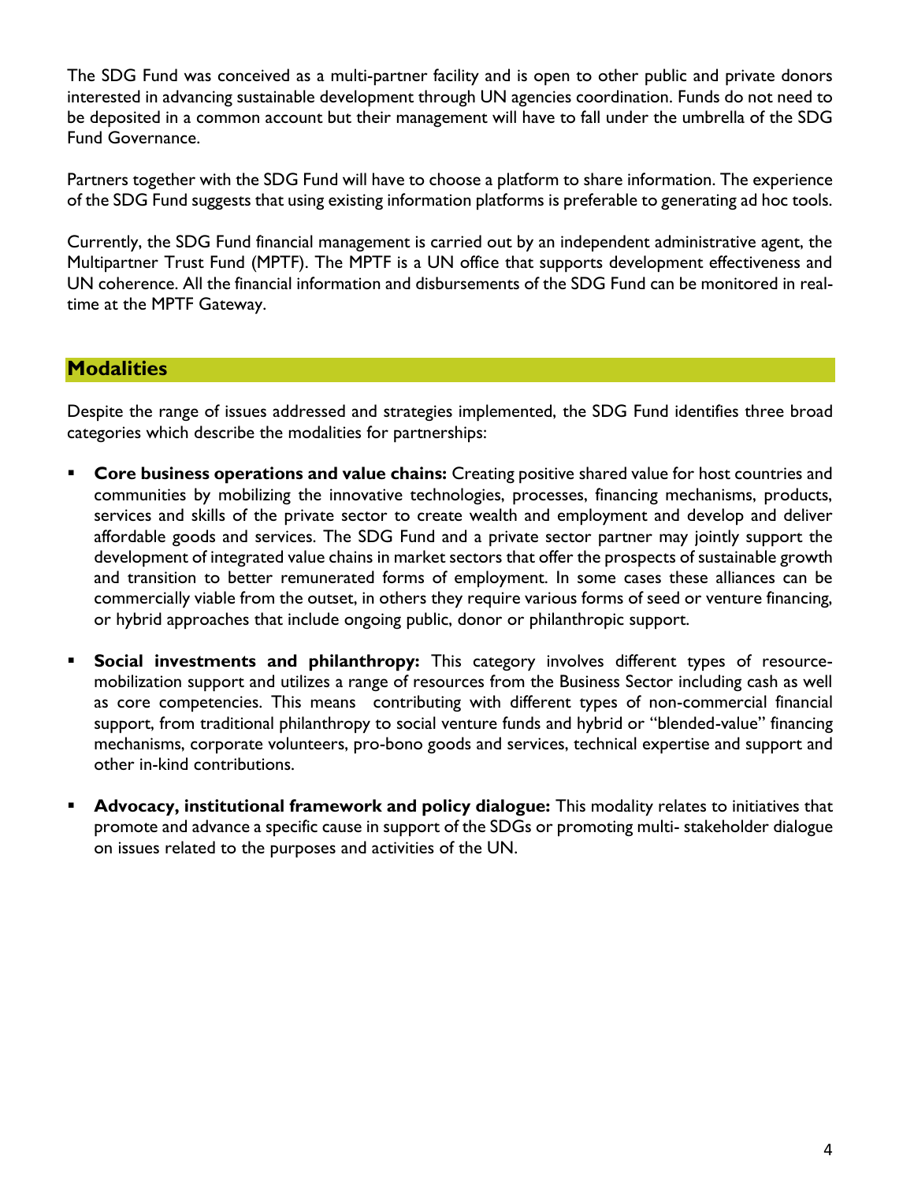The SDG Fund was conceived as a multi-partner facility and is open to other public and private donors interested in advancing sustainable development through UN agencies coordination. Funds do not need to be deposited in a common account but their management will have to fall under the umbrella of the SDG Fund Governance.

Partners together with the SDG Fund will have to choose a platform to share information. The experience of the SDG Fund suggests that using existing information platforms is preferable to generating ad hoc tools.

Currently, the SDG Fund financial management is carried out by an independent administrative agent, the Multipartner Trust Fund (MPTF). The MPTF is a UN office that supports development effectiveness and UN coherence. All the financial information and disbursements of the SDG Fund can be monitored in real-time at the MPTF Gateway.

## Modalities

Despite the range of issues addressed and strategies implemented, the SDG Fund identifies three broad categories which describe the modalities for partnerships:

- **Core business operations and value chains:** Creating positive shared value for host countries and communities by mobilizing the innovative technologies, processes, financing mechanisms, products, services and skills of the private sector to create wealth and employment and develop and deliver affordable goods and services. The SDG Fund and a private sector partner may jointly support the development of integrated value chains in market sectors that offer the prospects of sustainable growth and transition to better remunerated forms of employment. In some cases these alliances can be commercially viable from the outset, in others they require various forms of seed or venture financing, or hybrid approaches that include ongoing public, donor or philanthropic support.

- **Social investments and philanthropy:** This category involves different types of resource-mobilization support and utilizes a range of resources from the Business Sector including cash as well as core competencies. This means contributing with different types of non-commercial financial support, from traditional philanthropy to social venture funds and hybrid or "blended-value" financing mechanisms, corporate volunteers, pro-bono goods and services, technical expertise and support and other in-kind contributions.

- **Advocacy, institutional framework and policy dialogue:** This modality relates to initiatives that promote and advance a specific cause in support of the SDGs or promoting multi- stakeholder dialogue on issues related to the purposes and activities of the UN.